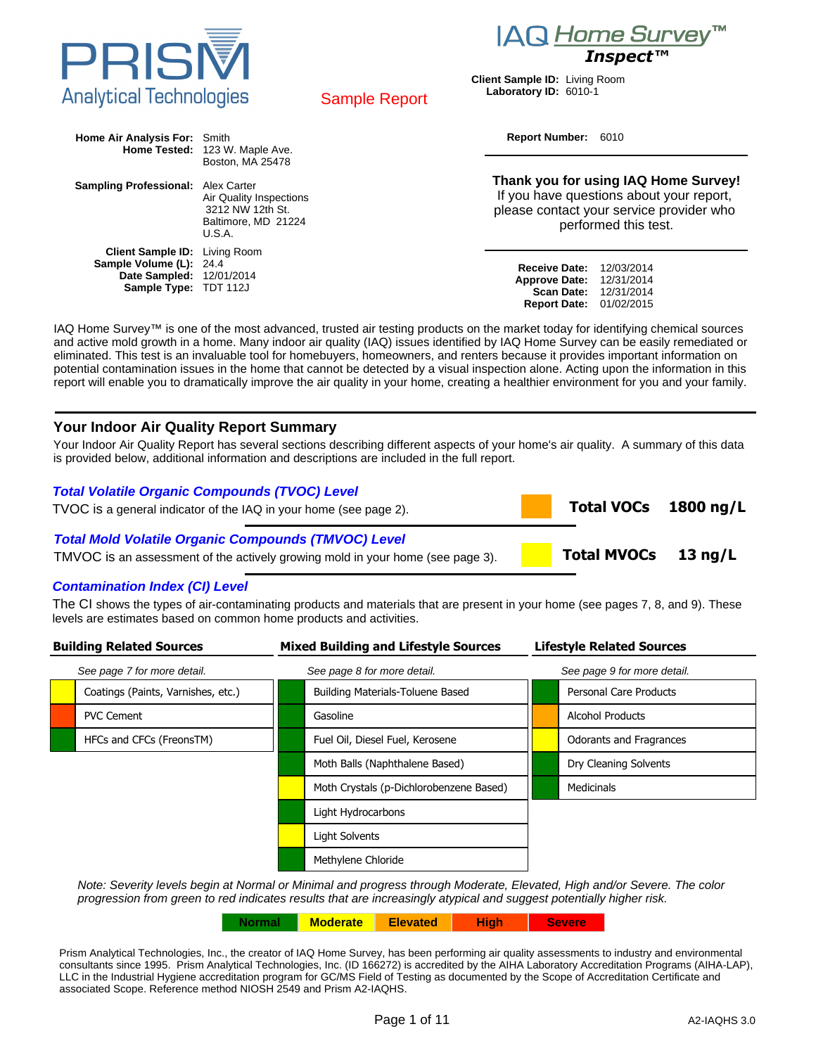# PRISM Analytical Technologies

# IAQ Home Survey™ Inspect™

Sample Report

**Client Sample ID:** Living Room
**Laboratory ID:** 6010-1

**Home Air Analysis For:** Smith
**Home Tested:** 123 W. Maple Ave.
Boston, MA 25478

**Sampling Professional:** Alex Carter
Air Quality Inspections
3212 NW 12th St.
Baltimore, MD 21224
U.S.A.

**Client Sample ID:** Living Room
**Sample Volume (L):** 24.4
**Date Sampled:** 12/01/2014
**Sample Type:** TDT 112J

**Report Number:** 6010

**Thank you for using IAQ Home Survey!**
If you have questions about your report, please contact your service provider who performed this test.

**Receive Date:** 12/03/2014
**Approve Date:** 12/31/2014
**Scan Date:** 12/31/2014
**Report Date:** 01/02/2015

IAQ Home Survey™ is one of the most advanced, trusted air testing products on the market today for identifying chemical sources and active mold growth in a home. Many indoor air quality (IAQ) issues identified by IAQ Home Survey can be easily remediated or eliminated. This test is an invaluable tool for homebuyers, homeowners, and renters because it provides important information on potential contamination issues in the home that cannot be detected by a visual inspection alone. Acting upon the information in this report will enable you to dramatically improve the air quality in your home, creating a healthier environment for you and your family.

## Your Indoor Air Quality Report Summary

Your Indoor Air Quality Report has several sections describing different aspects of your home's air quality. A summary of this data is provided below, additional information and descriptions are included in the full report.

### *Total Volatile Organic Compounds (TVOC) Level*

TVOC is a general indicator of the IAQ in your home (see page 2).

| Level | | |
|---|---|---|
| Elevated | **Total VOCs** | **1800 ng/L** |

### *Total Mold Volatile Organic Compounds (TMVOC) Level*

TMVOC is an assessment of the actively growing mold in your home (see page 3).

| Level | | |
|---|---|---|
| Moderate | **Total MVOCs** | **13 ng/L** |

### *Contamination Index (CI) Level*

The CI shows the types of air-contaminating products and materials that are present in your home (see pages 7, 8, and 9). These levels are estimates based on common home products and activities.

**Building Related Sources**

*See page 7 for more detail.*

| Level | Source |
|---|---|
| Moderate | Coatings (Paints, Varnishes, etc.) |
| High | PVC Cement |
| Normal | HFCs and CFCs (FreonsTM) |

**Mixed Building and Lifestyle Sources**

*See page 8 for more detail.*

| Level | Source |
|---|---|
| Normal | Building Materials-Toluene Based |
| Normal | Gasoline |
| Normal | Fuel Oil, Diesel Fuel, Kerosene |
| Normal | Moth Balls (Naphthalene Based) |
| Moderate | Moth Crystals (p-Dichlorobenzene Based) |
| Normal | Light Hydrocarbons |
| Moderate | Light Solvents |
| Normal | Methylene Chloride |

**Lifestyle Related Sources**

*See page 9 for more detail.*

| Level | Source |
|---|---|
| Normal | Personal Care Products |
| Elevated | Alcohol Products |
| Moderate | Odorants and Fragrances |
| Normal | Dry Cleaning Solvents |
| Normal | Medicinals |

*Note: Severity levels begin at Normal or Minimal and progress through Moderate, Elevated, High and/or Severe. The color progression from green to red indicates results that are increasingly atypical and suggest potentially higher risk.*

| Normal | Moderate | Elevated | High | Severe |
|---|---|---|---|---|

Prism Analytical Technologies, Inc., the creator of IAQ Home Survey, has been performing air quality assessments to industry and environmental consultants since 1995. Prism Analytical Technologies, Inc. (ID 166272) is accredited by the AIHA Laboratory Accreditation Programs (AIHA-LAP), LLC in the Industrial Hygiene accreditation program for GC/MS Field of Testing as documented by the Scope of Accreditation Certificate and associated Scope. Reference method NIOSH 2549 and Prism A2-IAQHS.

A2-IAQHS 3.0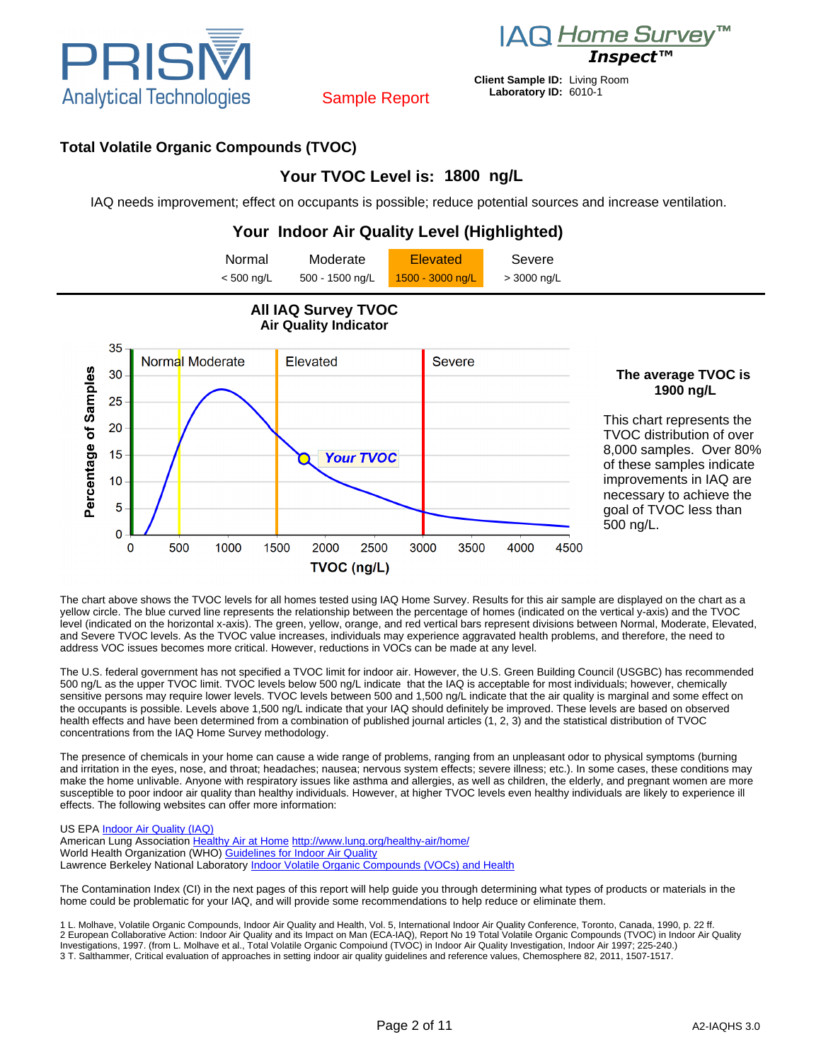PRISM Analytical Technologies

IAQ *Home Survey*™ **Inspect**™

Sample Report

**Client Sample ID:** Living Room
**Laboratory ID:** 6010-1

## Total Volatile Organic Compounds (TVOC)

### Your TVOC Level is: 1800 ng/L

IAQ needs improvement; effect on occupants is possible; reduce potential sources and increase ventilation.

### Your Indoor Air Quality Level (Highlighted)

| Normal | Moderate | Elevated | Severe |
|---|---|---|---|
| < 500 ng/L | 500 - 1500 ng/L | **1500 - 3000 ng/L** | > 3000 ng/L |

**All IAQ Survey TVOC**
**Air Quality Indicator**

**The average TVOC is 1900 ng/L**

This chart represents the TVOC distribution of over 8,000 samples. Over 80% of these samples indicate improvements in IAQ are necessary to achieve the goal of TVOC less than 500 ng/L.

The chart above shows the TVOC levels for all homes tested using IAQ Home Survey. Results for this air sample are displayed on the chart as a yellow circle. The blue curved line represents the relationship between the percentage of homes (indicated on the vertical y-axis) and the TVOC level (indicated on the horizontal x-axis). The green, yellow, orange, and red vertical bars represent divisions between Normal, Moderate, Elevated, and Severe TVOC levels. As the TVOC value increases, individuals may experience aggravated health problems, and therefore, the need to address VOC issues becomes more critical. However, reductions in VOCs can be made at any level.

The U.S. federal government has not specified a TVOC limit for indoor air. However, the U.S. Green Building Council (USGBC) has recommended 500 ng/L as the upper TVOC limit. TVOC levels below 500 ng/L indicate that the IAQ is acceptable for most individuals; however, chemically sensitive persons may require lower levels. TVOC levels between 500 and 1,500 ng/L indicate that the air quality is marginal and some effect on the occupants is possible. Levels above 1,500 ng/L indicate that your IAQ should definitely be improved. These levels are based on observed health effects and have been determined from a combination of published journal articles (1, 2, 3) and the statistical distribution of TVOC concentrations from the IAQ Home Survey methodology.

The presence of chemicals in your home can cause a wide range of problems, ranging from an unpleasant odor to physical symptoms (burning and irritation in the eyes, nose, and throat; headaches; nausea; nervous system effects; severe illness; etc.). In some cases, these conditions may make the home unlivable. Anyone with respiratory issues like asthma and allergies, as well as children, the elderly, and pregnant women are more susceptible to poor indoor air quality than healthy individuals. However, at higher TVOC levels even healthy individuals are likely to experience ill effects. The following websites can offer more information:

US EPA Indoor Air Quality (IAQ)
American Lung Association Healthy Air at Home http://www.lung.org/healthy-air/home/
World Health Organization (WHO) Guidelines for Indoor Air Quality
Lawrence Berkeley National Laboratory Indoor Volatile Organic Compounds (VOCs) and Health

The Contamination Index (CI) in the next pages of this report will help guide you through determining what types of products or materials in the home could be problematic for your IAQ, and will provide some recommendations to help reduce or eliminate them.

1 L. Molhave, Volatile Organic Compounds, Indoor Air Quality and Health, Vol. 5, International Indoor Air Quality Conference, Toronto, Canada, 1990, p. 22 ff.
2 European Collaborative Action: Indoor Air Quality and its Impact on Man (ECA-IAQ), Report No 19 Total Volatile Organic Compounds (TVOC) in Indoor Air Quality Investigations, 1997. (from L. Molhave et al., Total Volatile Organic Compoiund (TVOC) in Indoor Air Quality Investigation, Indoor Air 1997; 225-240.)
3 T. Salthammer, Critical evaluation of approaches in setting indoor air quality guidelines and reference values, Chemosphere 82, 2011, 1507-1517.

A2-IAQHS 3.0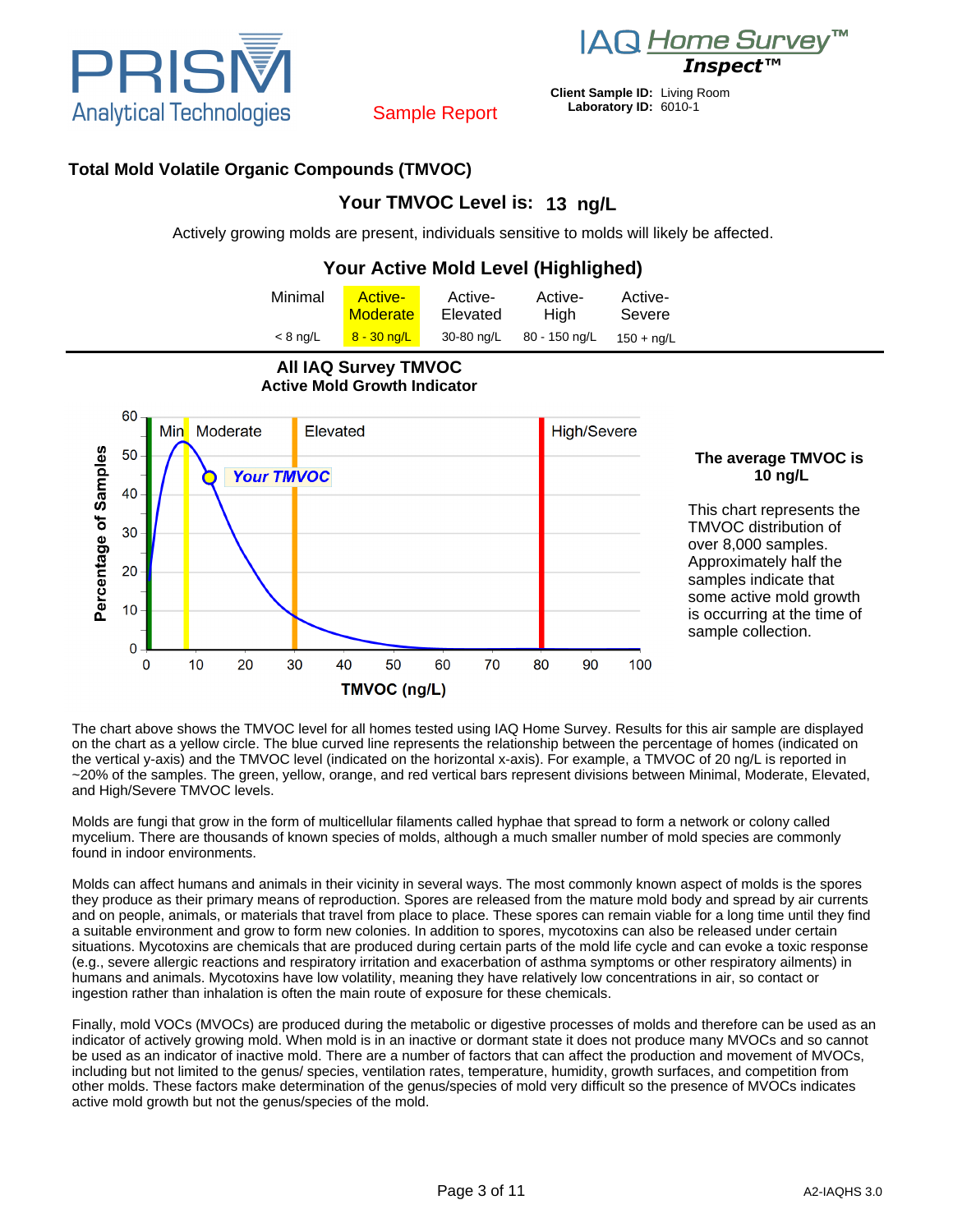PRISM Analytical Technologies

Sample Report

IAQ Home Survey™ Inspect™

**Client Sample ID:** Living Room
**Laboratory ID:** 6010-1

## Total Mold Volatile Organic Compounds (TMVOC)

### Your TMVOC Level is: 13 ng/L

Actively growing molds are present, individuals sensitive to molds will likely be affected.

### Your Active Mold Level (Highlighed)

| Minimal | **Active-Moderate** | Active-Elevated | Active-High | Active-Severe |
|---|---|---|---|---|
| < 8 ng/L | **8 - 30 ng/L** | 30-80 ng/L | 80 - 150 ng/L | 150 + ng/L |

### All IAQ Survey TMVOC
### Active Mold Growth Indicator

**The average TMVOC is 10 ng/L**

This chart represents the TMVOC distribution of over 8,000 samples. Approximately half the samples indicate that some active mold growth is occurring at the time of sample collection.

The chart above shows the TMVOC level for all homes tested using IAQ Home Survey. Results for this air sample are displayed on the chart as a yellow circle. The blue curved line represents the relationship between the percentage of homes (indicated on the vertical y-axis) and the TMVOC level (indicated on the horizontal x-axis). For example, a TMVOC of 20 ng/L is reported in ~20% of the samples. The green, yellow, orange, and red vertical bars represent divisions between Minimal, Moderate, Elevated, and High/Severe TMVOC levels.

Molds are fungi that grow in the form of multicellular filaments called hyphae that spread to form a network or colony called mycelium. There are thousands of known species of molds, although a much smaller number of mold species are commonly found in indoor environments.

Molds can affect humans and animals in their vicinity in several ways. The most commonly known aspect of molds is the spores they produce as their primary means of reproduction. Spores are released from the mature mold body and spread by air currents and on people, animals, or materials that travel from place to place. These spores can remain viable for a long time until they find a suitable environment and grow to form new colonies. In addition to spores, mycotoxins can also be released under certain situations. Mycotoxins are chemicals that are produced during certain parts of the mold life cycle and can evoke a toxic response (e.g., severe allergic reactions and respiratory irritation and exacerbation of asthma symptoms or other respiratory ailments) in humans and animals. Mycotoxins have low volatility, meaning they have relatively low concentrations in air, so contact or ingestion rather than inhalation is often the main route of exposure for these chemicals.

Finally, mold VOCs (MVOCs) are produced during the metabolic or digestive processes of molds and therefore can be used as an indicator of actively growing mold. When mold is in an inactive or dormant state it does not produce many MVOCs and so cannot be used as an indicator of inactive mold. There are a number of factors that can affect the production and movement of MVOCs, including but not limited to the genus/ species, ventilation rates, temperature, humidity, growth surfaces, and competition from other molds. These factors make determination of the genus/species of mold very difficult so the presence of MVOCs indicates active mold growth but not the genus/species of the mold.

A2-IAQHS 3.0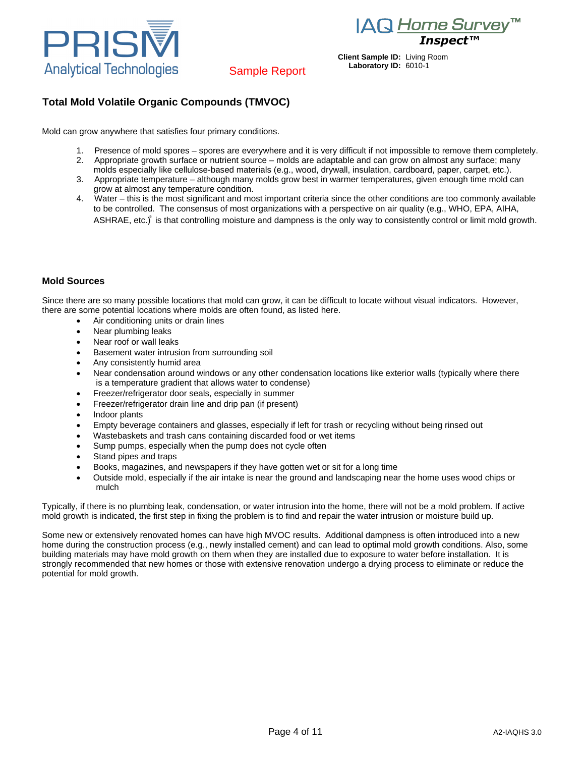Client Sample ID: Living Room
Laboratory ID: 6010-1

Sample Report

## Total Mold Volatile Organic Compounds (TMVOC)

Mold can grow anywhere that satisfies four primary conditions.

1. Presence of mold spores – spores are everywhere and it is very difficult if not impossible to remove them completely.
2. Appropriate growth surface or nutrient source – molds are adaptable and can grow on almost any surface; many molds especially like cellulose-based materials (e.g., wood, drywall, insulation, cardboard, paper, carpet, etc.).
3. Appropriate temperature – although many molds grow best in warmer temperatures, given enough time mold can grow at almost any temperature condition.
4. Water – this is the most significant and most important criteria since the other conditions are too commonly available to be controlled. The consensus of most organizations with a perspective on air quality (e.g., WHO, EPA, AIHA, ASHRAE, etc.)[a] is that controlling moisture and dampness is the only way to consistently control or limit mold growth.

### Mold Sources

Since there are so many possible locations that mold can grow, it can be difficult to locate without visual indicators. However, there are some potential locations where molds are often found, as listed here.

- Air conditioning units or drain lines
- Near plumbing leaks
- Near roof or wall leaks
- Basement water intrusion from surrounding soil
- Any consistently humid area
- Near condensation around windows or any other condensation locations like exterior walls (typically where there is a temperature gradient that allows water to condense)
- Freezer/refrigerator door seals, especially in summer
- Freezer/refrigerator drain line and drip pan (if present)
- Indoor plants
- Empty beverage containers and glasses, especially if left for trash or recycling without being rinsed out
- Wastebaskets and trash cans containing discarded food or wet items
- Sump pumps, especially when the pump does not cycle often
- Stand pipes and traps
- Books, magazines, and newspapers if they have gotten wet or sit for a long time
- Outside mold, especially if the air intake is near the ground and landscaping near the home uses wood chips or mulch

Typically, if there is no plumbing leak, condensation, or water intrusion into the home, there will not be a mold problem. If active mold growth is indicated, the first step in fixing the problem is to find and repair the water intrusion or moisture build up.

Some new or extensively renovated homes can have high MVOC results. Additional dampness is often introduced into a new home during the construction process (e.g., newly installed cement) and can lead to optimal mold growth conditions. Also, some building materials may have mold growth on them when they are installed due to exposure to water before installation. It is strongly recommended that new homes or those with extensive renovation undergo a drying process to eliminate or reduce the potential for mold growth.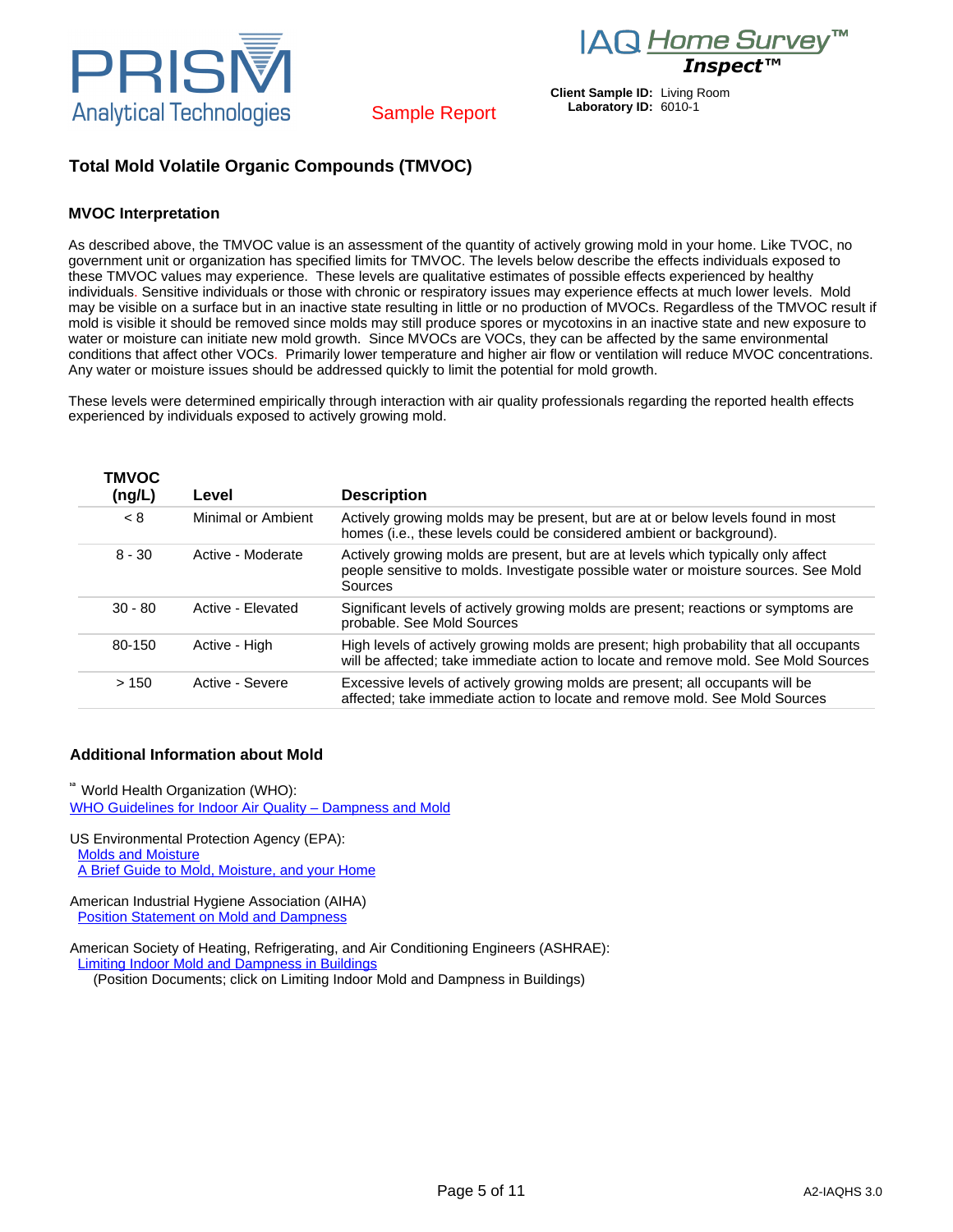PRISM Analytical Technologies

IAQ Home Survey™ Inspect™

Sample Report

**Client Sample ID:** Living Room
**Laboratory ID:** 6010-1

## Total Mold Volatile Organic Compounds (TMVOC)

### MVOC Interpretation

As described above, the TMVOC value is an assessment of the quantity of actively growing mold in your home. Like TVOC, no government unit or organization has specified limits for TMVOC. The levels below describe the effects individuals exposed to these TMVOC values may experience. These levels are qualitative estimates of possible effects experienced by healthy individuals. Sensitive individuals or those with chronic or respiratory issues may experience effects at much lower levels. Mold may be visible on a surface but in an inactive state resulting in little or no production of MVOCs. Regardless of the TMVOC result if mold is visible it should be removed since molds may still produce spores or mycotoxins in an inactive state and new exposure to water or moisture can initiate new mold growth. Since MVOCs are VOCs, they can be affected by the same environmental conditions that affect other VOCs. Primarily lower temperature and higher air flow or ventilation will reduce MVOC concentrations. Any water or moisture issues should be addressed quickly to limit the potential for mold growth.

These levels were determined empirically through interaction with air quality professionals regarding the reported health effects experienced by individuals exposed to actively growing mold.

| TMVOC (ng/L) | Level | Description |
|---|---|---|
| < 8 | Minimal or Ambient | Actively growing molds may be present, but are at or below levels found in most homes (i.e., these levels could be considered ambient or background). |
| 8 - 30 | Active - Moderate | Actively growing molds are present, but are at levels which typically only affect people sensitive to molds. Investigate possible water or moisture sources. See Mold Sources |
| 30 - 80 | Active - Elevated | Significant levels of actively growing molds are present; reactions or symptoms are probable. See Mold Sources |
| 80-150 | Active - High | High levels of actively growing molds are present; high probability that all occupants will be affected; take immediate action to locate and remove mold. See Mold Sources |
| > 150 | Active - Severe | Excessive levels of actively growing molds are present; all occupants will be affected; take immediate action to locate and remove mold. See Mold Sources |

### Additional Information about Mold

World Health Organization (WHO):
WHO Guidelines for Indoor Air Quality – Dampness and Mold

US Environmental Protection Agency (EPA):
Molds and Moisture
A Brief Guide to Mold, Moisture, and your Home

American Industrial Hygiene Association (AIHA)
Position Statement on Mold and Dampness

American Society of Heating, Refrigerating, and Air Conditioning Engineers (ASHRAE):
Limiting Indoor Mold and Dampness in Buildings
(Position Documents; click on Limiting Indoor Mold and Dampness in Buildings)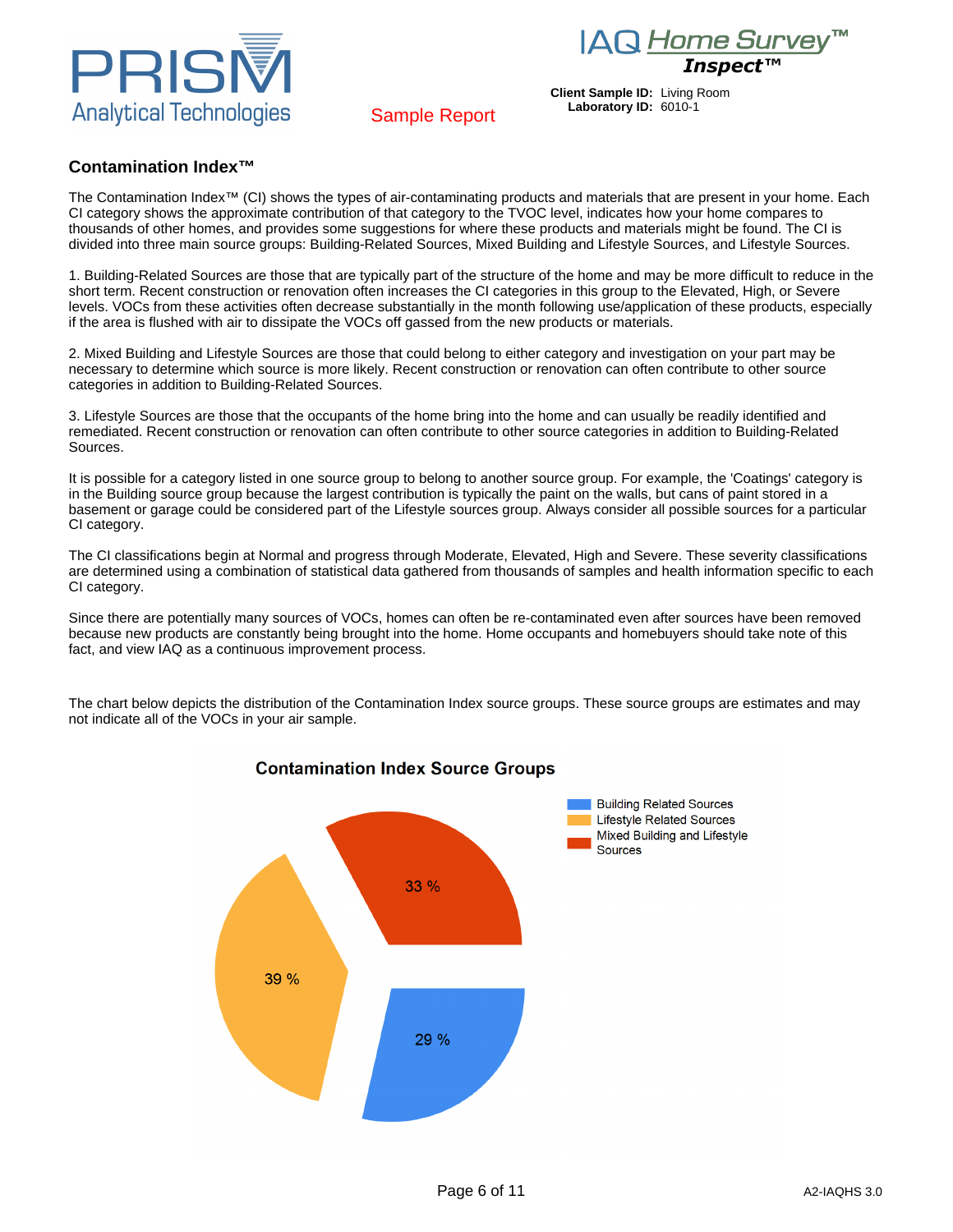Sample Report

**Client Sample ID:** Living Room
**Laboratory ID:** 6010-1

## Contamination Index™

The Contamination Index™ (CI) shows the types of air-contaminating products and materials that are present in your home. Each CI category shows the approximate contribution of that category to the TVOC level, indicates how your home compares to thousands of other homes, and provides some suggestions for where these products and materials might be found. The CI is divided into three main source groups: Building-Related Sources, Mixed Building and Lifestyle Sources, and Lifestyle Sources.

1. Building-Related Sources are those that are typically part of the structure of the home and may be more difficult to reduce in the short term. Recent construction or renovation often increases the CI categories in this group to the Elevated, High, or Severe levels. VOCs from these activities often decrease substantially in the month following use/application of these products, especially if the area is flushed with air to dissipate the VOCs off gassed from the new products or materials.

2. Mixed Building and Lifestyle Sources are those that could belong to either category and investigation on your part may be necessary to determine which source is more likely. Recent construction or renovation can often contribute to other source categories in addition to Building-Related Sources.

3. Lifestyle Sources are those that the occupants of the home bring into the home and can usually be readily identified and remediated. Recent construction or renovation can often contribute to other source categories in addition to Building-Related Sources.

It is possible for a category listed in one source group to belong to another source group. For example, the 'Coatings' category is in the Building source group because the largest contribution is typically the paint on the walls, but cans of paint stored in a basement or garage could be considered part of the Lifestyle sources group. Always consider all possible sources for a particular CI category.

The CI classifications begin at Normal and progress through Moderate, Elevated, High and Severe. These severity classifications are determined using a combination of statistical data gathered from thousands of samples and health information specific to each CI category.

Since there are potentially many sources of VOCs, homes can often be re-contaminated even after sources have been removed because new products are constantly being brought into the home. Home occupants and homebuyers should take note of this fact, and view IAQ as a continuous improvement process.

The chart below depicts the distribution of the Contamination Index source groups. These source groups are estimates and may not indicate all of the VOCs in your air sample.

**Contamination Index Source Groups**

| Source Group | Percentage |
|---|---|
| Building Related Sources | 29 % |
| Lifestyle Related Sources | 39 % |
| Mixed Building and Lifestyle Sources | 33 % |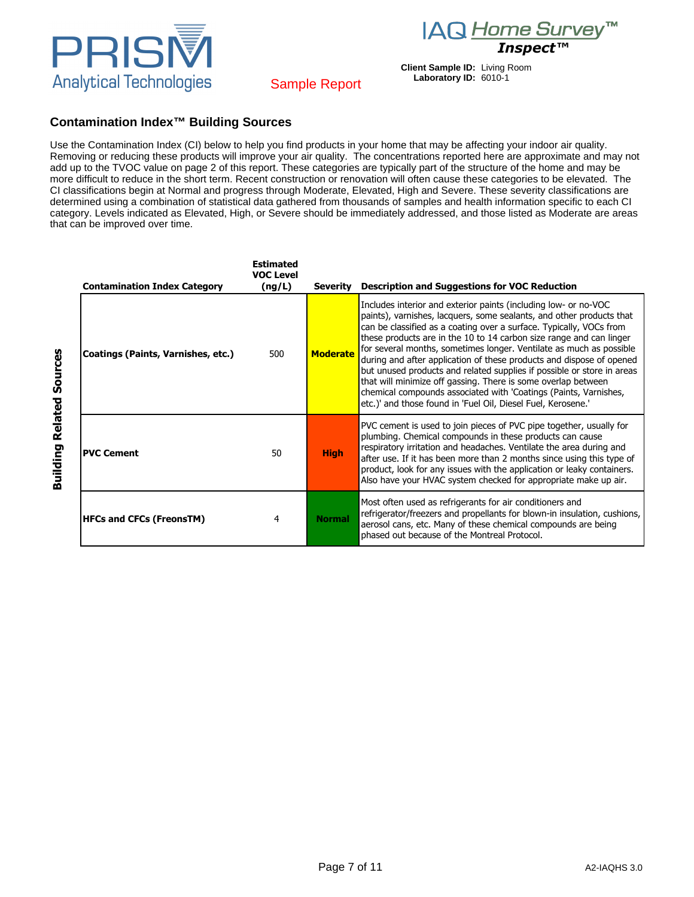PRISM Analytical Technologies

Sample Report

IAQ *Home Survey™*
***Inspect™***

**Client Sample ID:** Living Room
**Laboratory ID:** 6010-1

## Contamination Index™ Building Sources

Use the Contamination Index (CI) below to help you find products in your home that may be affecting your indoor air quality. Removing or reducing these products will improve your air quality. The concentrations reported here are approximate and may not add up to the TVOC value on page 2 of this report. These categories are typically part of the structure of the home and may be more difficult to reduce in the short term. Recent construction or renovation will often cause these categories to be elevated. The CI classifications begin at Normal and progress through Moderate, Elevated, High and Severe. These severity classifications are determined using a combination of statistical data gathered from thousands of samples and health information specific to each CI category. Levels indicated as Elevated, High, or Severe should be immediately addressed, and those listed as Moderate are areas that can be improved over time.

**Building Related Sources**

| Contamination Index Category | Estimated VOC Level (ng/L) | Severity | Description and Suggestions for VOC Reduction |
|---|---|---|---|
| **Coatings (Paints, Varnishes, etc.)** | 500 | **Moderate** | Includes interior and exterior paints (including low- or no-VOC paints), varnishes, lacquers, some sealants, and other products that can be classified as a coating over a surface. Typically, VOCs from these products are in the 10 to 14 carbon size range and can linger for several months, sometimes longer. Ventilate as much as possible during and after application of these products and dispose of opened but unused products and related supplies if possible or store in areas that will minimize off gassing. There is some overlap between chemical compounds associated with 'Coatings (Paints, Varnishes, etc.)' and those found in 'Fuel Oil, Diesel Fuel, Kerosene.' |
| **PVC Cement** | 50 | **High** | PVC cement is used to join pieces of PVC pipe together, usually for plumbing. Chemical compounds in these products can cause respiratory irritation and headaches. Ventilate the area during and after use. If it has been more than 2 months since using this type of product, look for any issues with the application or leaky containers. Also have your HVAC system checked for appropriate make up air. |
| **HFCs and CFCs (FreonsTM)** | 4 | **Normal** | Most often used as refrigerants for air conditioners and refrigerator/freezers and propellants for blown-in insulation, cushions, aerosol cans, etc. Many of these chemical compounds are being phased out because of the Montreal Protocol. |

A2-IAQHS 3.0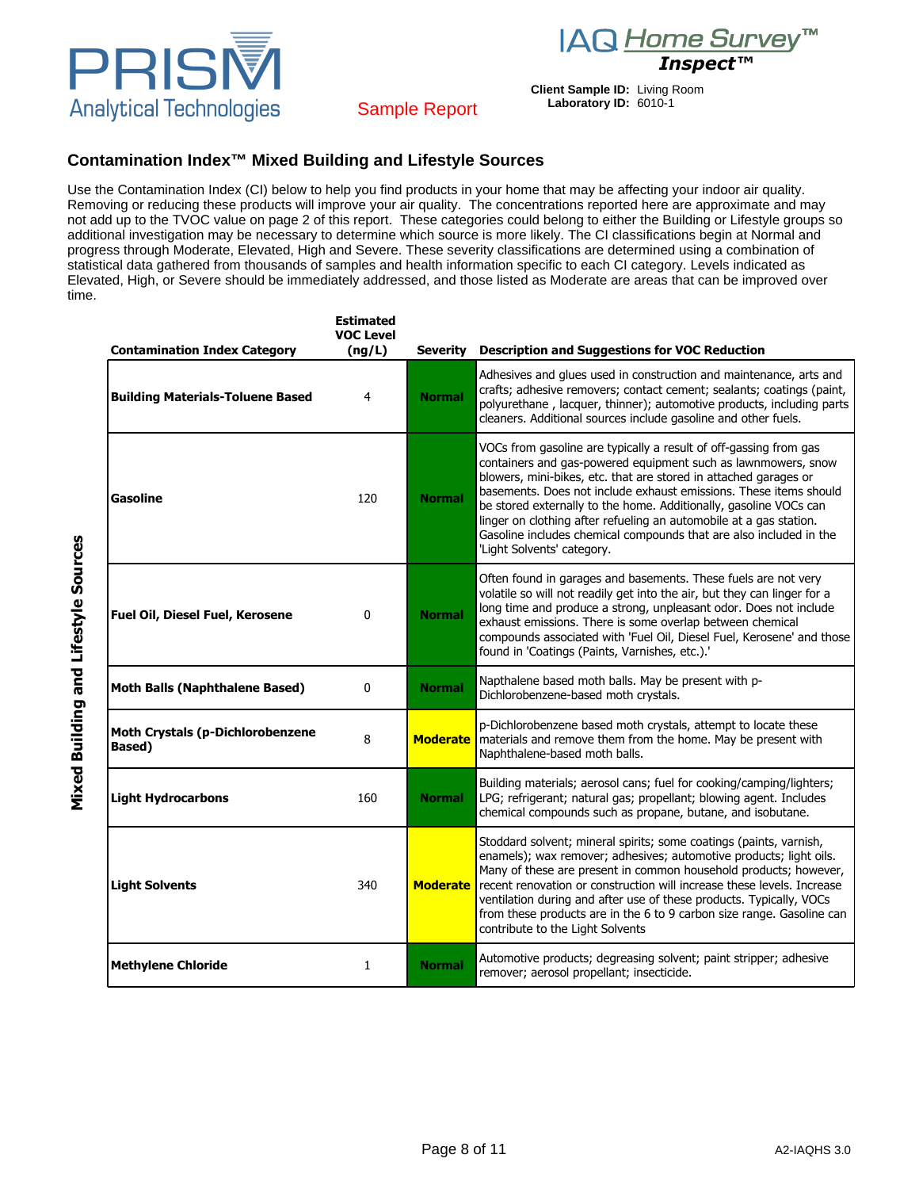PRISM Analytical Technologies

IAQ Home Survey™ Inspect™

Sample Report

**Client Sample ID:** Living Room
**Laboratory ID:** 6010-1

## Contamination Index™ Mixed Building and Lifestyle Sources

Use the Contamination Index (CI) below to help you find products in your home that may be affecting your indoor air quality. Removing or reducing these products will improve your air quality. The concentrations reported here are approximate and may not add up to the TVOC value on page 2 of this report. These categories could belong to either the Building or Lifestyle groups so additional investigation may be necessary to determine which source is more likely. The CI classifications begin at Normal and progress through Moderate, Elevated, High and Severe. These severity classifications are determined using a combination of statistical data gathered from thousands of samples and health information specific to each CI category. Levels indicated as Elevated, High, or Severe should be immediately addressed, and those listed as Moderate are areas that can be improved over time.

**Mixed Building and Lifestyle Sources**

| Contamination Index Category | Estimated VOC Level (ng/L) | Severity | Description and Suggestions for VOC Reduction |
|---|---|---|---|
| **Building Materials-Toluene Based** | 4 | Normal | Adhesives and glues used in construction and maintenance, arts and crafts; adhesive removers; contact cement; sealants; coatings (paint, polyurethane , lacquer, thinner); automotive products, including parts cleaners. Additional sources include gasoline and other fuels. |
| **Gasoline** | 120 | Normal | VOCs from gasoline are typically a result of off-gassing from gas containers and gas-powered equipment such as lawnmowers, snow blowers, mini-bikes, etc. that are stored in attached garages or basements. Does not include exhaust emissions. These items should be stored externally to the home. Additionally, gasoline VOCs can linger on clothing after refueling an automobile at a gas station. Gasoline includes chemical compounds that are also included in the 'Light Solvents' category. |
| **Fuel Oil, Diesel Fuel, Kerosene** | 0 | Normal | Often found in garages and basements. These fuels are not very volatile so will not readily get into the air, but they can linger for a long time and produce a strong, unpleasant odor. Does not include exhaust emissions. There is some overlap between chemical compounds associated with 'Fuel Oil, Diesel Fuel, Kerosene' and those found in 'Coatings (Paints, Varnishes, etc.).' |
| **Moth Balls (Naphthalene Based)** | 0 | Normal | Napthalene based moth balls. May be present with p-Dichlorobenzene-based moth crystals. |
| **Moth Crystals (p-Dichlorobenzene Based)** | 8 | Moderate | p-Dichlorobenzene based moth crystals, attempt to locate these materials and remove them from the home. May be present with Naphthalene-based moth balls. |
| **Light Hydrocarbons** | 160 | Normal | Building materials; aerosol cans; fuel for cooking/camping/lighters; LPG; refrigerant; natural gas; propellant; blowing agent. Includes chemical compounds such as propane, butane, and isobutane. |
| **Light Solvents** | 340 | Moderate | Stoddard solvent; mineral spirits; some coatings (paints, varnish, enamels); wax remover; adhesives; automotive products; light oils. Many of these are present in common household products; however, recent renovation or construction will increase these levels. Increase ventilation during and after use of these products. Typically, VOCs from these products are in the 6 to 9 carbon size range. Gasoline can contribute to the Light Solvents |
| **Methylene Chloride** | 1 | Normal | Automotive products; degreasing solvent; paint stripper; adhesive remover; aerosol propellant; insecticide. |

A2-IAQHS 3.0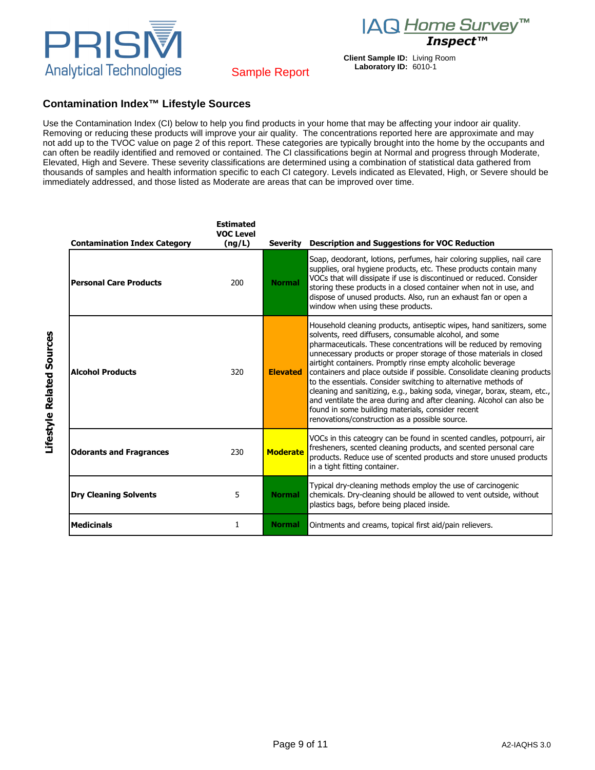PRISM Analytical Technologies

IAQ *Home Survey*™ ***Inspect***™

Sample Report

**Client Sample ID:** Living Room
**Laboratory ID:** 6010-1

## Contamination Index™ Lifestyle Sources

Use the Contamination Index (CI) below to help you find products in your home that may be affecting your indoor air quality. Removing or reducing these products will improve your air quality. The concentrations reported here are approximate and may not add up to the TVOC value on page 2 of this report. These categories are typically brought into the home by the occupants and can often be readily identified and removed or contained. The CI classifications begin at Normal and progress through Moderate, Elevated, High and Severe. These severity classifications are determined using a combination of statistical data gathered from thousands of samples and health information specific to each CI category. Levels indicated as Elevated, High, or Severe should be immediately addressed, and those listed as Moderate are areas that can be improved over time.

**Lifestyle Related Sources**

| Contamination Index Category | Estimated VOC Level (ng/L) | Severity | Description and Suggestions for VOC Reduction |
|---|---|---|---|
| **Personal Care Products** | 200 | **Normal** | Soap, deodorant, lotions, perfumes, hair coloring supplies, nail care supplies, oral hygiene products, etc. These products contain many VOCs that will dissipate if use is discontinued or reduced. Consider storing these products in a closed container when not in use, and dispose of unused products. Also, run an exhaust fan or open a window when using these products. |
| **Alcohol Products** | 320 | **Elevated** | Household cleaning products, antiseptic wipes, hand sanitizers, some solvents, reed diffusers, consumable alcohol, and some pharmaceuticals. These concentrations will be reduced by removing unnecessary products or proper storage of those materials in closed airtight containers. Promptly rinse empty alcoholic beverage containers and place outside if possible. Consolidate cleaning products to the essentials. Consider switching to alternative methods of cleaning and sanitizing, e.g., baking soda, vinegar, borax, steam, etc., and ventilate the area during and after cleaning. Alcohol can also be found in some building materials, consider recent renovations/construction as a possible source. |
| **Odorants and Fragrances** | 230 | **Moderate** | VOCs in this cateogry can be found in scented candles, potpourri, air fresheners, scented cleaning products, and scented personal care products. Reduce use of scented products and store unused products in a tight fitting container. |
| **Dry Cleaning Solvents** | 5 | **Normal** | Typical dry-cleaning methods employ the use of carcinogenic chemicals. Dry-cleaning should be allowed to vent outside, without plastics bags, before being placed inside. |
| **Medicinals** | 1 | **Normal** | Ointments and creams, topical first aid/pain relievers. |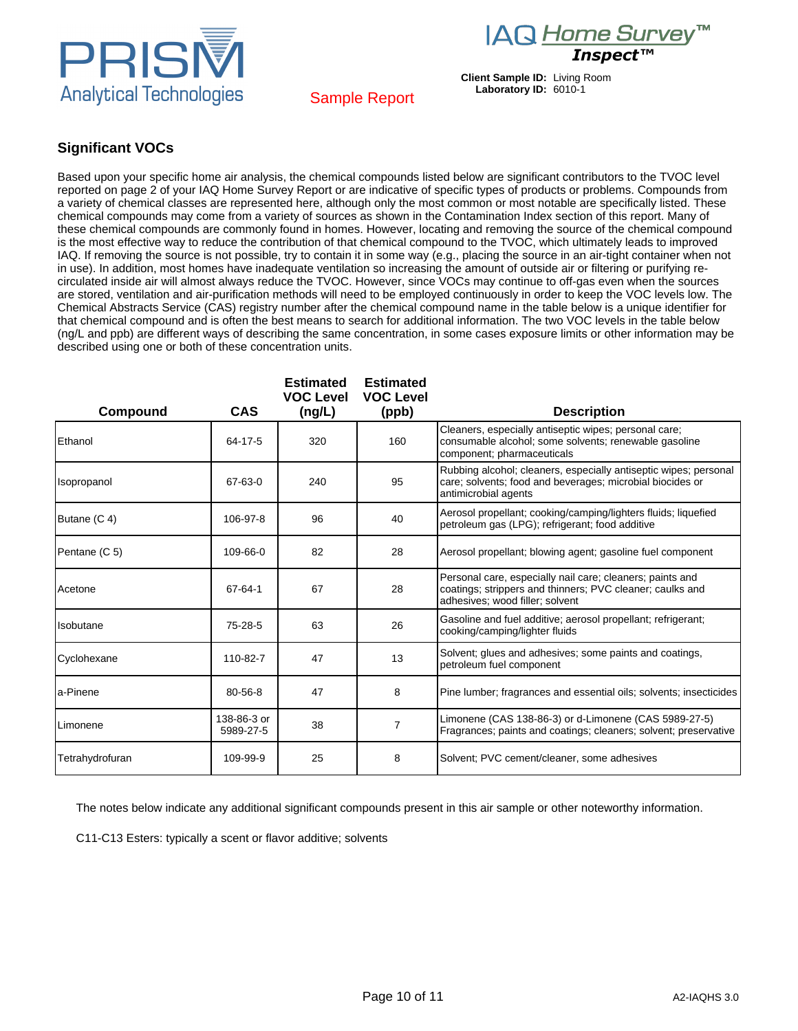PRISM Analytical Technologies

IAQ Home Survey™ Inspect™

Sample Report

**Client Sample ID:** Living Room
**Laboratory ID:** 6010-1

## Significant VOCs

Based upon your specific home air analysis, the chemical compounds listed below are significant contributors to the TVOC level reported on page 2 of your IAQ Home Survey Report or are indicative of specific types of products or problems. Compounds from a variety of chemical classes are represented here, although only the most common or most notable are specifically listed. These chemical compounds may come from a variety of sources as shown in the Contamination Index section of this report. Many of these chemical compounds are commonly found in homes. However, locating and removing the source of the chemical compound is the most effective way to reduce the contribution of that chemical compound to the TVOC, which ultimately leads to improved IAQ. If removing the source is not possible, try to contain it in some way (e.g., placing the source in an air-tight container when not in use). In addition, most homes have inadequate ventilation so increasing the amount of outside air or filtering or purifying re-circulated inside air will almost always reduce the TVOC. However, since VOCs may continue to off-gas even when the sources are stored, ventilation and air-purification methods will need to be employed continuously in order to keep the VOC levels low. The Chemical Abstracts Service (CAS) registry number after the chemical compound name in the table below is a unique identifier for that chemical compound and is often the best means to search for additional information. The two VOC levels in the table below (ng/L and ppb) are different ways of describing the same concentration, in some cases exposure limits or other information may be described using one or both of these concentration units.

| Compound | CAS | Estimated VOC Level (ng/L) | Estimated VOC Level (ppb) | Description |
|---|---|---|---|---|
| Ethanol | 64-17-5 | 320 | 160 | Cleaners, especially antiseptic wipes; personal care; consumable alcohol; some solvents; renewable gasoline component; pharmaceuticals |
| Isopropanol | 67-63-0 | 240 | 95 | Rubbing alcohol; cleaners, especially antiseptic wipes; personal care; solvents; food and beverages; microbial biocides or antimicrobial agents |
| Butane (C 4) | 106-97-8 | 96 | 40 | Aerosol propellant; cooking/camping/lighters fluids; liquefied petroleum gas (LPG); refrigerant; food additive |
| Pentane (C 5) | 109-66-0 | 82 | 28 | Aerosol propellant; blowing agent; gasoline fuel component |
| Acetone | 67-64-1 | 67 | 28 | Personal care, especially nail care; cleaners; paints and coatings; strippers and thinners; PVC cleaner; caulks and adhesives; wood filler; solvent |
| Isobutane | 75-28-5 | 63 | 26 | Gasoline and fuel additive; aerosol propellant; refrigerant; cooking/camping/lighter fluids |
| Cyclohexane | 110-82-7 | 47 | 13 | Solvent; glues and adhesives; some paints and coatings, petroleum fuel component |
| a-Pinene | 80-56-8 | 47 | 8 | Pine lumber; fragrances and essential oils; solvents; insecticides |
| Limonene | 138-86-3 or 5989-27-5 | 38 | 7 | Limonene (CAS 138-86-3) or d-Limonene (CAS 5989-27-5) Fragrances; paints and coatings; cleaners; solvent; preservative |
| Tetrahydrofuran | 109-99-9 | 25 | 8 | Solvent; PVC cement/cleaner, some adhesives |

The notes below indicate any additional significant compounds present in this air sample or other noteworthy information.

C11-C13 Esters: typically a scent or flavor additive; solvents

A2-IAQHS 3.0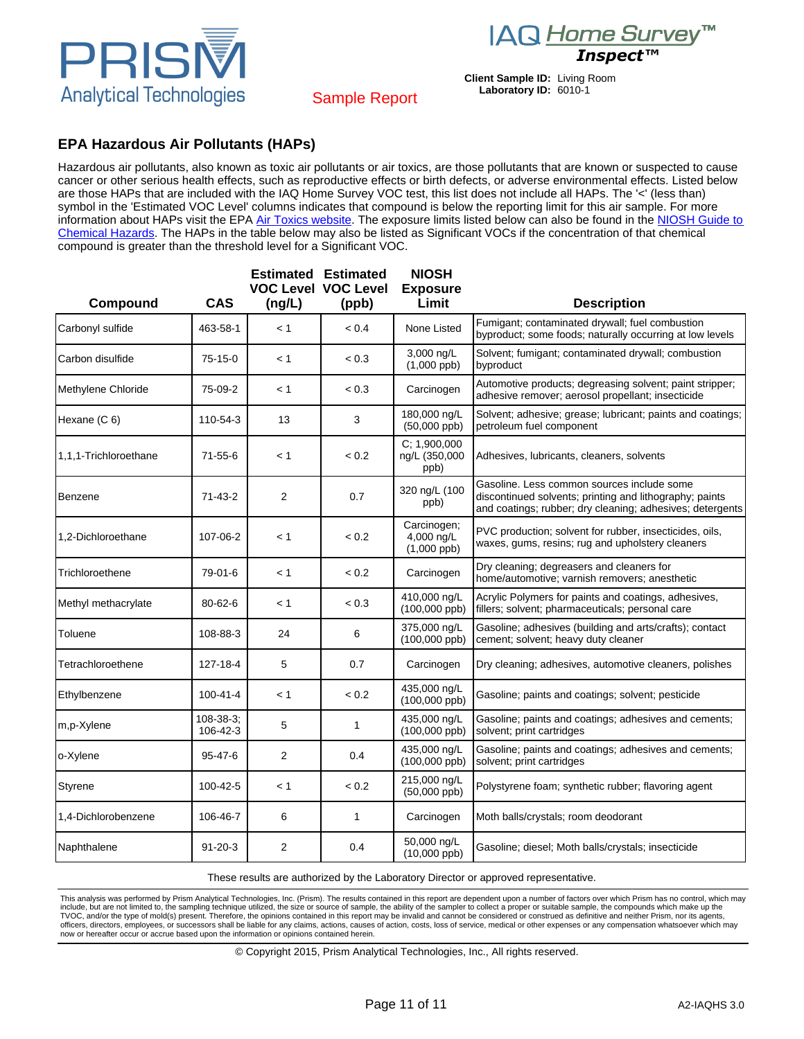PRISM Analytical Technologies

IAQ Home Survey™ Inspect™

Sample Report

**Client Sample ID:** Living Room
**Laboratory ID:** 6010-1

## EPA Hazardous Air Pollutants (HAPs)

Hazardous air pollutants, also known as toxic air pollutants or air toxics, are those pollutants that are known or suspected to cause cancer or other serious health effects, such as reproductive effects or birth defects, or adverse environmental effects. Listed below are those HAPs that are included with the IAQ Home Survey VOC test, this list does not include all HAPs. The '<' (less than) symbol in the 'Estimated VOC Level' columns indicates that compound is below the reporting limit for this air sample. For more information about HAPs visit the EPA Air Toxics website. The exposure limits listed below can also be found in the NIOSH Guide to Chemical Hazards. The HAPs in the table below may also be listed as Significant VOCs if the concentration of that chemical compound is greater than the threshold level for a Significant VOC.

| Compound | CAS | Estimated VOC Level (ng/L) | Estimated VOC Level (ppb) | NIOSH Exposure Limit | Description |
|---|---|---|---|---|---|
| Carbonyl sulfide | 463-58-1 | < 1 | < 0.4 | None Listed | Fumigant; contaminated drywall; fuel combustion byproduct; some foods; naturally occurring at low levels |
| Carbon disulfide | 75-15-0 | < 1 | < 0.3 | 3,000 ng/L (1,000 ppb) | Solvent; fumigant; contaminated drywall; combustion byproduct |
| Methylene Chloride | 75-09-2 | < 1 | < 0.3 | Carcinogen | Automotive products; degreasing solvent; paint stripper; adhesive remover; aerosol propellant; insecticide |
| Hexane (C 6) | 110-54-3 | 13 | 3 | 180,000 ng/L (50,000 ppb) | Solvent; adhesive; grease; lubricant; paints and coatings; petroleum fuel component |
| 1,1,1-Trichloroethane | 71-55-6 | < 1 | < 0.2 | C; 1,900,000 ng/L (350,000 ppb) | Adhesives, lubricants, cleaners, solvents |
| Benzene | 71-43-2 | 2 | 0.7 | 320 ng/L (100 ppb) | Gasoline. Less common sources include some discontinued solvents; printing and lithography; paints and coatings; rubber; dry cleaning; adhesives; detergents |
| 1,2-Dichloroethane | 107-06-2 | < 1 | < 0.2 | Carcinogen; 4,000 ng/L (1,000 ppb) | PVC production; solvent for rubber, insecticides, oils, waxes, gums, resins; rug and upholstery cleaners |
| Trichloroethene | 79-01-6 | < 1 | < 0.2 | Carcinogen | Dry cleaning; degreasers and cleaners for home/automotive; varnish removers; anesthetic |
| Methyl methacrylate | 80-62-6 | < 1 | < 0.3 | 410,000 ng/L (100,000 ppb) | Acrylic Polymers for paints and coatings, adhesives, fillers; solvent; pharmaceuticals; personal care |
| Toluene | 108-88-3 | 24 | 6 | 375,000 ng/L (100,000 ppb) | Gasoline; adhesives (building and arts/crafts); contact cement; solvent; heavy duty cleaner |
| Tetrachloroethene | 127-18-4 | 5 | 0.7 | Carcinogen | Dry cleaning; adhesives, automotive cleaners, polishes |
| Ethylbenzene | 100-41-4 | < 1 | < 0.2 | 435,000 ng/L (100,000 ppb) | Gasoline; paints and coatings; solvent; pesticide |
| m,p-Xylene | 108-38-3; 106-42-3 | 5 | 1 | 435,000 ng/L (100,000 ppb) | Gasoline; paints and coatings; adhesives and cements; solvent; print cartridges |
| o-Xylene | 95-47-6 | 2 | 0.4 | 435,000 ng/L (100,000 ppb) | Gasoline; paints and coatings; adhesives and cements; solvent; print cartridges |
| Styrene | 100-42-5 | < 1 | < 0.2 | 215,000 ng/L (50,000 ppb) | Polystyrene foam; synthetic rubber; flavoring agent |
| 1,4-Dichlorobenzene | 106-46-7 | 6 | 1 | Carcinogen | Moth balls/crystals; room deodorant |
| Naphthalene | 91-20-3 | 2 | 0.4 | 50,000 ng/L (10,000 ppb) | Gasoline; diesel; Moth balls/crystals; insecticide |

These results are authorized by the Laboratory Director or approved representative.

This analysis was performed by Prism Analytical Technologies, Inc. (Prism). The results contained in this report are dependent upon a number of factors over which Prism has no control, which may include, but are not limited to, the sampling technique utilized, the size or source of sample, the ability of the sampler to collect a proper or suitable sample, the compounds which make up the TVOC, and/or the type of mold(s) present. Therefore, the opinions contained in this report may be invalid and cannot be considered or construed as definitive and neither Prism, nor its agents, officers, directors, employees, or successors shall be liable for any claims, actions, causes of action, costs, loss of service, medical or other expenses or any compensation whatsoever which may now or hereafter occur or accrue based upon the information or opinions contained herein.

© Copyright 2015, Prism Analytical Technologies, Inc., All rights reserved.

A2-IAQHS 3.0